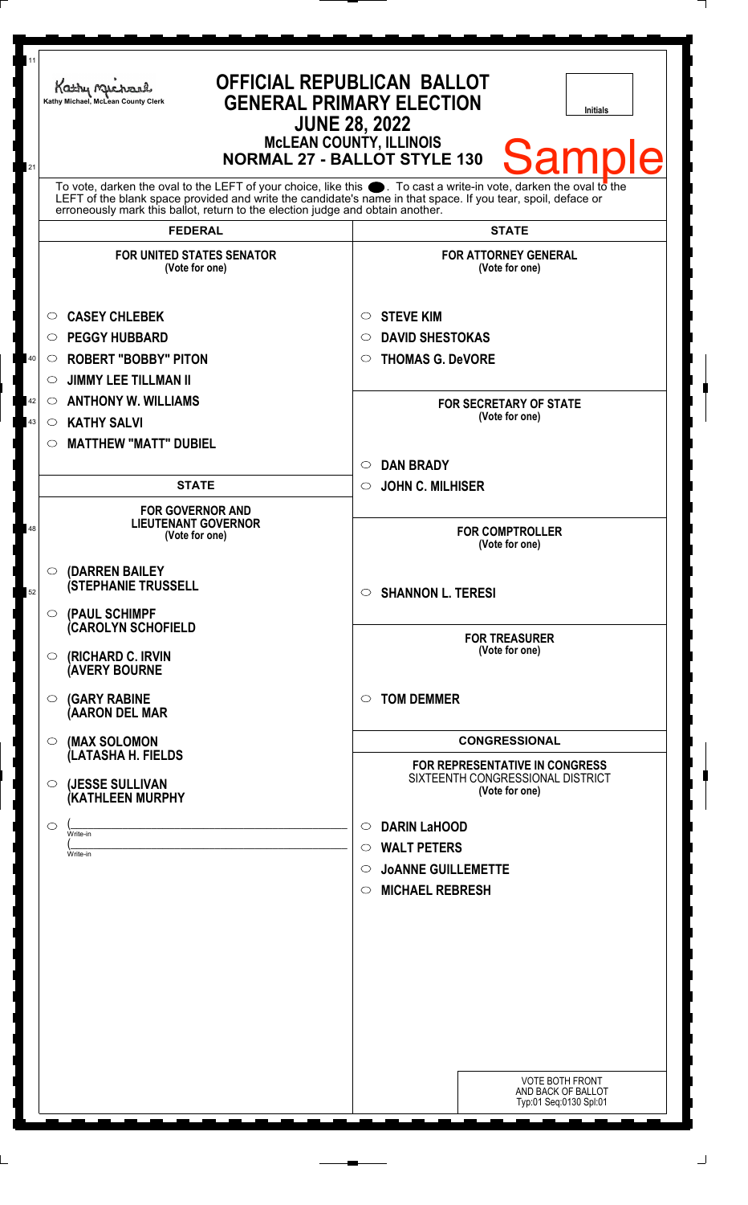Kathy Michael, McLean County Clerk

# OFFICIAL REPUBLICAN BALLOT
## GENERAL PRIMARY ELECTION
## JUNE 28, 2022
### McLEAN COUNTY, ILLINOIS
### NORMAL 27 - BALLOT STYLE 130

Initials

Sample

To vote, darken the oval to the LEFT of your choice, like this ●. To cast a write-in vote, darken the oval to the LEFT of the blank space provided and write the candidate's name in that space. If you tear, spoil, deface or erroneously mark this ballot, return to the election judge and obtain another.

## FEDERAL

**FOR UNITED STATES SENATOR**
(Vote for one)

- ○ **CASEY CHLEBEK**
- ○ **PEGGY HUBBARD**
- ○ **ROBERT "BOBBY" PITON**
- ○ **JIMMY LEE TILLMAN II**
- ○ **ANTHONY W. WILLIAMS**
- ○ **KATHY SALVI**
- ○ **MATTHEW "MATT" DUBIEL**

## STATE

**FOR GOVERNOR AND LIEUTENANT GOVERNOR**
(Vote for one)

- ○ **(DARREN BAILEY (STEPHANIE TRUSSELL**
- ○ **(PAUL SCHIMPF (CAROLYN SCHOFIELD**
- ○ **(RICHARD C. IRVIN (AVERY BOURNE**
- ○ **(GARY RABINE (AARON DEL MAR**
- ○ **(MAX SOLOMON (LATASHA H. FIELDS**
- ○ **(JESSE SULLIVAN (KATHLEEN MURPHY**
- ○ (______________________ Write-in
  (______________________ Write-in

## STATE

**FOR ATTORNEY GENERAL**
(Vote for one)

- ○ **STEVE KIM**
- ○ **DAVID SHESTOKAS**
- ○ **THOMAS G. DeVORE**

**FOR SECRETARY OF STATE**
(Vote for one)

- ○ **DAN BRADY**
- ○ **JOHN C. MILHISER**

**FOR COMPTROLLER**
(Vote for one)

- ○ **SHANNON L. TERESI**

**FOR TREASURER**
(Vote for one)

- ○ **TOM DEMMER**

## CONGRESSIONAL

**FOR REPRESENTATIVE IN CONGRESS**
SIXTEENTH CONGRESSIONAL DISTRICT
(Vote for one)

- ○ **DARIN LaHOOD**
- ○ **WALT PETERS**
- ○ **JoANNE GUILLEMETTE**
- ○ **MICHAEL REBRESH**

VOTE BOTH FRONT AND BACK OF BALLOT
Typ:01 Seq:0130 Spl:01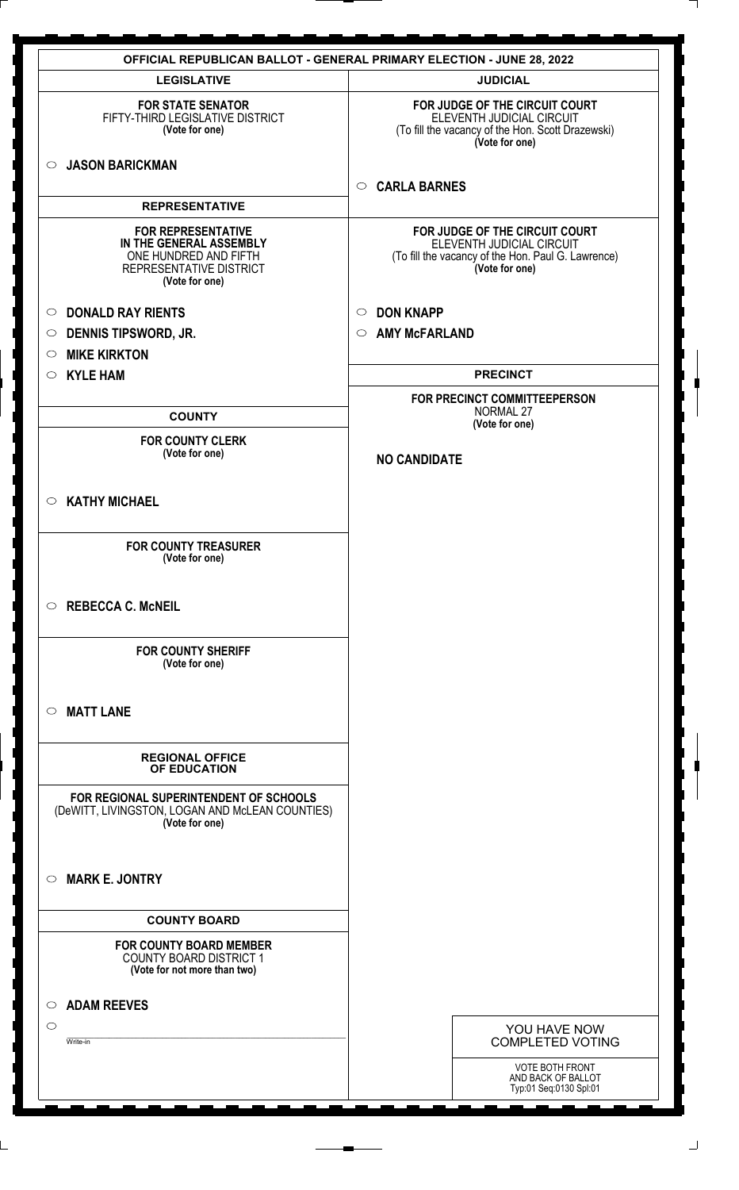# OFFICIAL REPUBLICAN BALLOT - GENERAL PRIMARY ELECTION - JUNE 28, 2022

## LEGISLATIVE

**FOR STATE SENATOR**
FIFTY-THIRD LEGISLATIVE DISTRICT
**(Vote for one)**

○ **JASON BARICKMAN**

## REPRESENTATIVE

**FOR REPRESENTATIVE IN THE GENERAL ASSEMBLY**
ONE HUNDRED AND FIFTH REPRESENTATIVE DISTRICT
**(Vote for one)**

○ **DONALD RAY RIENTS**
○ **DENNIS TIPSWORD, JR.**
○ **MIKE KIRKTON**
○ **KYLE HAM**

## COUNTY

**FOR COUNTY CLERK**
**(Vote for one)**

○ **KATHY MICHAEL**

**FOR COUNTY TREASURER**
**(Vote for one)**

○ **REBECCA C. McNEIL**

**FOR COUNTY SHERIFF**
**(Vote for one)**

○ **MATT LANE**

## REGIONAL OFFICE OF EDUCATION

**FOR REGIONAL SUPERINTENDENT OF SCHOOLS**
(DeWITT, LIVINGSTON, LOGAN AND McLEAN COUNTIES)
**(Vote for one)**

○ **MARK E. JONTRY**

## COUNTY BOARD

**FOR COUNTY BOARD MEMBER**
COUNTY BOARD DISTRICT 1
**(Vote for not more than two)**

○ **ADAM REEVES**
○ ____________________
Write-in

## JUDICIAL

**FOR JUDGE OF THE CIRCUIT COURT**
ELEVENTH JUDICIAL CIRCUIT
(To fill the vacancy of the Hon. Scott Drazewski)
**(Vote for one)**

○ **CARLA BARNES**

**FOR JUDGE OF THE CIRCUIT COURT**
ELEVENTH JUDICIAL CIRCUIT
(To fill the vacancy of the Hon. Paul G. Lawrence)
**(Vote for one)**

○ **DON KNAPP**
○ **AMY McFARLAND**

## PRECINCT

**FOR PRECINCT COMMITTEEPERSON**
NORMAL 27
**(Vote for one)**

**NO CANDIDATE**

YOU HAVE NOW COMPLETED VOTING

VOTE BOTH FRONT AND BACK OF BALLOT
Typ:01 Seq:0130 Spl:01